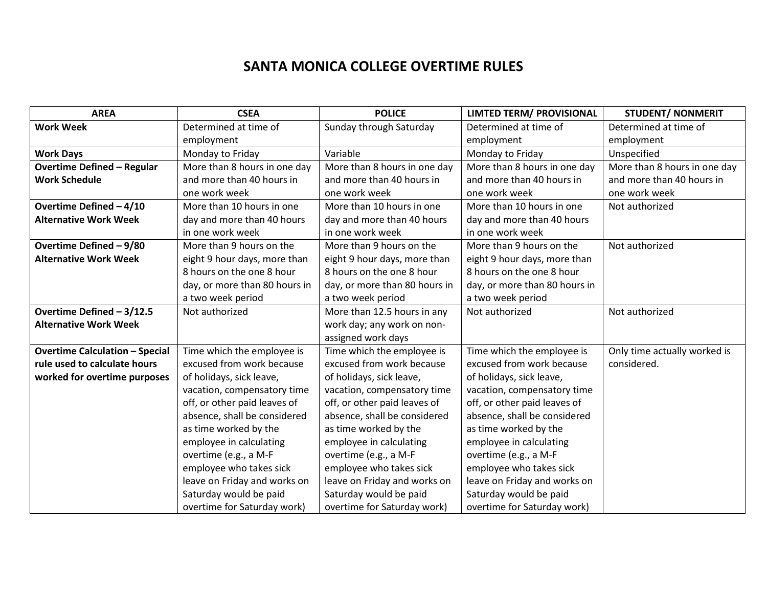# SANTA MONICA COLLEGE OVERTIME RULES

| AREA | CSEA | POLICE | LIMTED TERM/ PROVISIONAL | STUDENT/ NONMERIT |
|---|---|---|---|---|
| **Work Week** | Determined at time of employment | Sunday through Saturday | Determined at time of employment | Determined at time of employment |
| **Work Days** | Monday to Friday | Variable | Monday to Friday | Unspecified |
| **Overtime Defined – Regular Work Schedule** | More than 8 hours in one day and more than 40 hours in one work week | More than 8 hours in one day and more than 40 hours in one work week | More than 8 hours in one day and more than 40 hours in one work week | More than 8 hours in one day and more than 40 hours in one work week |
| **Overtime Defined – 4/10 Alternative Work Week** | More than 10 hours in one day and more than 40 hours in one work week | More than 10 hours in one day and more than 40 hours in one work week | More than 10 hours in one day and more than 40 hours in one work week | Not authorized |
| **Overtime Defined – 9/80 Alternative Work Week** | More than 9 hours on the eight 9 hour days, more than 8 hours on the one 8 hour day, or more than 80 hours in a two week period | More than 9 hours on the eight 9 hour days, more than 8 hours on the one 8 hour day, or more than 80 hours in a two week period | More than 9 hours on the eight 9 hour days, more than 8 hours on the one 8 hour day, or more than 80 hours in a two week period | Not authorized |
| **Overtime Defined – 3/12.5 Alternative Work Week** | Not authorized | More than 12.5 hours in any work day; any work on non-assigned work days | Not authorized | Not authorized |
| **Overtime Calculation – Special rule used to calculate hours worked for overtime purposes** | Time which the employee is excused from work because of holidays, sick leave, vacation, compensatory time off, or other paid leaves of absence, shall be considered as time worked by the employee in calculating overtime (e.g., a M-F employee who takes sick leave on Friday and works on Saturday would be paid overtime for Saturday work) | Time which the employee is excused from work because of holidays, sick leave, vacation, compensatory time off, or other paid leaves of absence, shall be considered as time worked by the employee in calculating overtime (e.g., a M-F employee who takes sick leave on Friday and works on Saturday would be paid overtime for Saturday work) | Time which the employee is excused from work because of holidays, sick leave, vacation, compensatory time off, or other paid leaves of absence, shall be considered as time worked by the employee in calculating overtime (e.g., a M-F employee who takes sick leave on Friday and works on Saturday would be paid overtime for Saturday work) | Only time actually worked is considered. |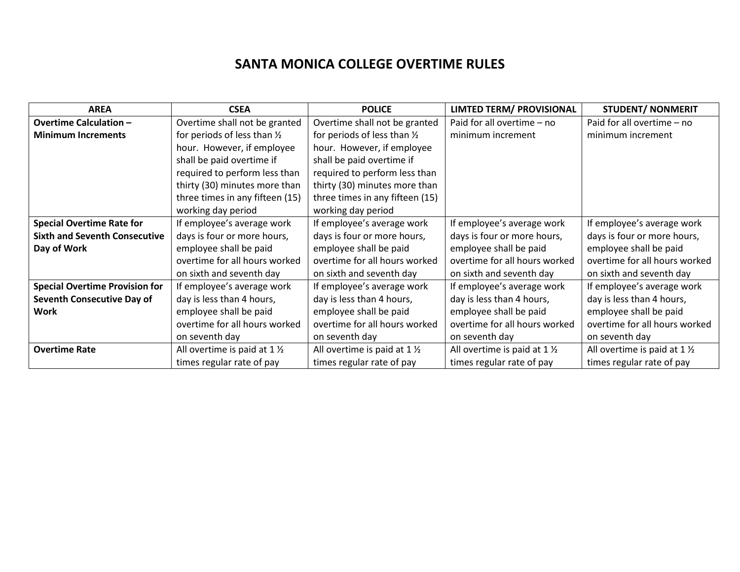# SANTA MONICA COLLEGE OVERTIME RULES

| AREA | CSEA | POLICE | LIMTED TERM/ PROVISIONAL | STUDENT/ NONMERIT |
|---|---|---|---|---|
| **Overtime Calculation – Minimum Increments** | Overtime shall not be granted for periods of less than ½ hour. However, if employee shall be paid overtime if required to perform less than thirty (30) minutes more than three times in any fifteen (15) working day period | Overtime shall not be granted for periods of less than ½ hour. However, if employee shall be paid overtime if required to perform less than thirty (30) minutes more than three times in any fifteen (15) working day period | Paid for all overtime – no minimum increment | Paid for all overtime – no minimum increment |
| **Special Overtime Rate for Sixth and Seventh Consecutive Day of Work** | If employee's average work days is four or more hours, employee shall be paid overtime for all hours worked on sixth and seventh day | If employee's average work days is four or more hours, employee shall be paid overtime for all hours worked on sixth and seventh day | If employee's average work days is four or more hours, employee shall be paid overtime for all hours worked on sixth and seventh day | If employee's average work days is four or more hours, employee shall be paid overtime for all hours worked on sixth and seventh day |
| **Special Overtime Provision for Seventh Consecutive Day of Work** | If employee's average work day is less than 4 hours, employee shall be paid overtime for all hours worked on seventh day | If employee's average work day is less than 4 hours, employee shall be paid overtime for all hours worked on seventh day | If employee's average work day is less than 4 hours, employee shall be paid overtime for all hours worked on seventh day | If employee's average work day is less than 4 hours, employee shall be paid overtime for all hours worked on seventh day |
| **Overtime Rate** | All overtime is paid at 1 ½ times regular rate of pay | All overtime is paid at 1 ½ times regular rate of pay | All overtime is paid at 1 ½ times regular rate of pay | All overtime is paid at 1 ½ times regular rate of pay |